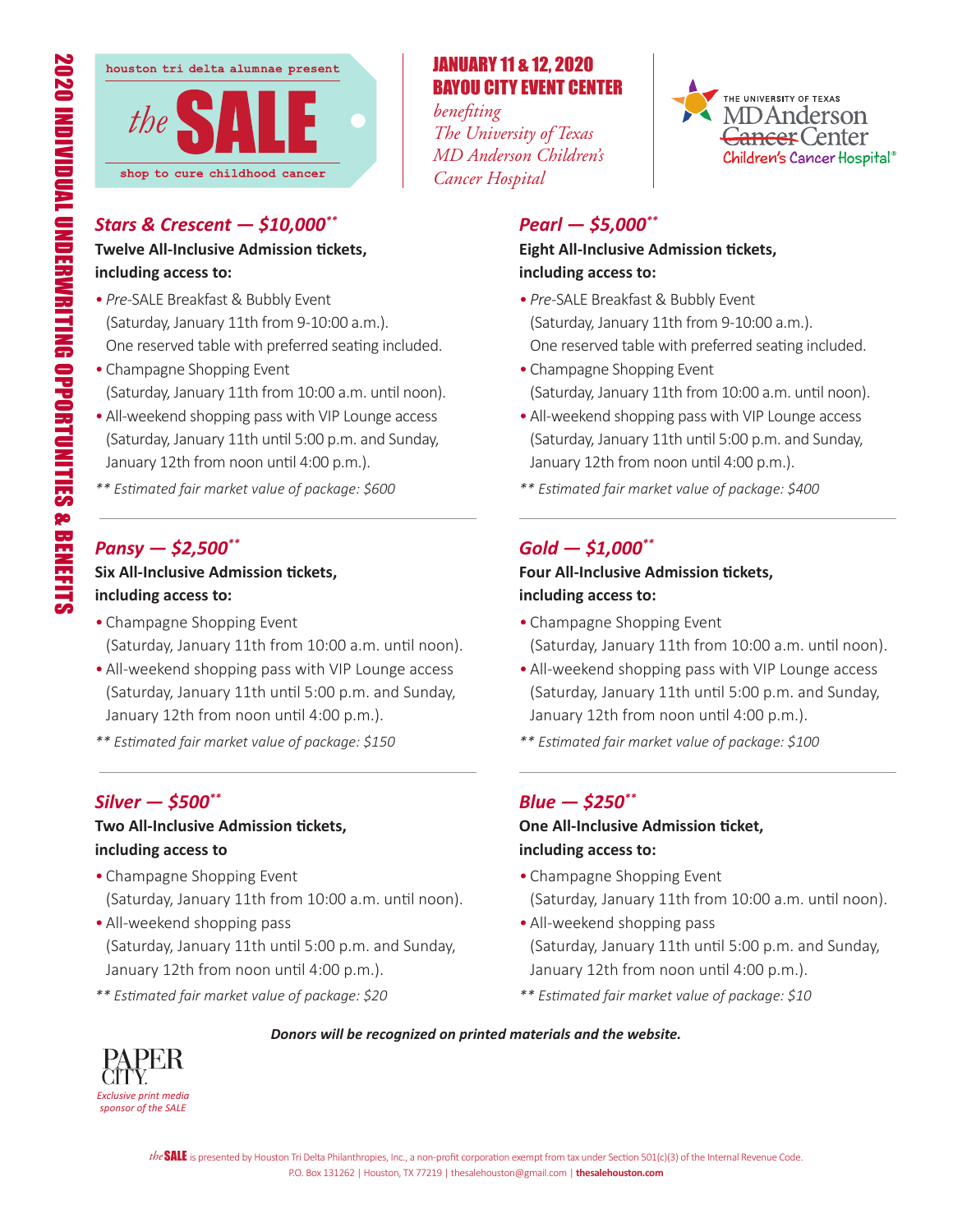# 2020 INDIVIDUAL UNDERWRITING OPPORTUNITIES & BENEFITS

houston tri delta alumnae present

# the SALE

shop to cure childhood cancer

**JANUARY 11 & 12, 2020**
**BAYOU CITY EVENT CENTER**

*benefiting*
*The University of Texas*
*MD Anderson Children's*
*Cancer Hospital*

THE UNIVERSITY OF TEXAS MD Anderson ~~Cancer~~ Center
Children's Cancer Hospital®

## *Stars & Crescent — $10,000***

**Twelve All-Inclusive Admission tickets, including access to:**

- *Pre*-SALE Breakfast & Bubbly Event (Saturday, January 11th from 9-10:00 a.m.). One reserved table with preferred seating included.
- Champagne Shopping Event (Saturday, January 11th from 10:00 a.m. until noon).
- All-weekend shopping pass with VIP Lounge access (Saturday, January 11th until 5:00 p.m. and Sunday, January 12th from noon until 4:00 p.m.).

*** Estimated fair market value of package: $600*

## *Pansy — $2,500***

**Six All-Inclusive Admission tickets, including access to:**

- Champagne Shopping Event (Saturday, January 11th from 10:00 a.m. until noon).
- All-weekend shopping pass with VIP Lounge access (Saturday, January 11th until 5:00 p.m. and Sunday, January 12th from noon until 4:00 p.m.).

*** Estimated fair market value of package: $150*

## *Silver — $500***

**Two All-Inclusive Admission tickets, including access to**

- Champagne Shopping Event (Saturday, January 11th from 10:00 a.m. until noon).
- All-weekend shopping pass (Saturday, January 11th until 5:00 p.m. and Sunday, January 12th from noon until 4:00 p.m.).

*** Estimated fair market value of package: $20*

## *Pearl — $5,000***

**Eight All-Inclusive Admission tickets, including access to:**

- *Pre*-SALE Breakfast & Bubbly Event (Saturday, January 11th from 9-10:00 a.m.). One reserved table with preferred seating included.
- Champagne Shopping Event (Saturday, January 11th from 10:00 a.m. until noon).
- All-weekend shopping pass with VIP Lounge access (Saturday, January 11th until 5:00 p.m. and Sunday, January 12th from noon until 4:00 p.m.).

*** Estimated fair market value of package: $400*

## *Gold — $1,000***

**Four All-Inclusive Admission tickets, including access to:**

- Champagne Shopping Event (Saturday, January 11th from 10:00 a.m. until noon).
- All-weekend shopping pass with VIP Lounge access (Saturday, January 11th until 5:00 p.m. and Sunday, January 12th from noon until 4:00 p.m.).

*** Estimated fair market value of package: $100*

## *Blue — $250***

**One All-Inclusive Admission ticket, including access to:**

- Champagne Shopping Event (Saturday, January 11th from 10:00 a.m. until noon).
- All-weekend shopping pass (Saturday, January 11th until 5:00 p.m. and Sunday, January 12th from noon until 4:00 p.m.).

*** Estimated fair market value of package: $10*

***Donors will be recognized on printed materials and the website.***

PAPER CITY
*Exclusive print media sponsor of the SALE*

*the* **SALE** is presented by Houston Tri Delta Philanthropies, Inc., a non-profit corporation exempt from tax under Section 501(c)(3) of the Internal Revenue Code.
P.O. Box 131262 | Houston, TX 77219 | thesalehouston@gmail.com | **thesalehouston.com**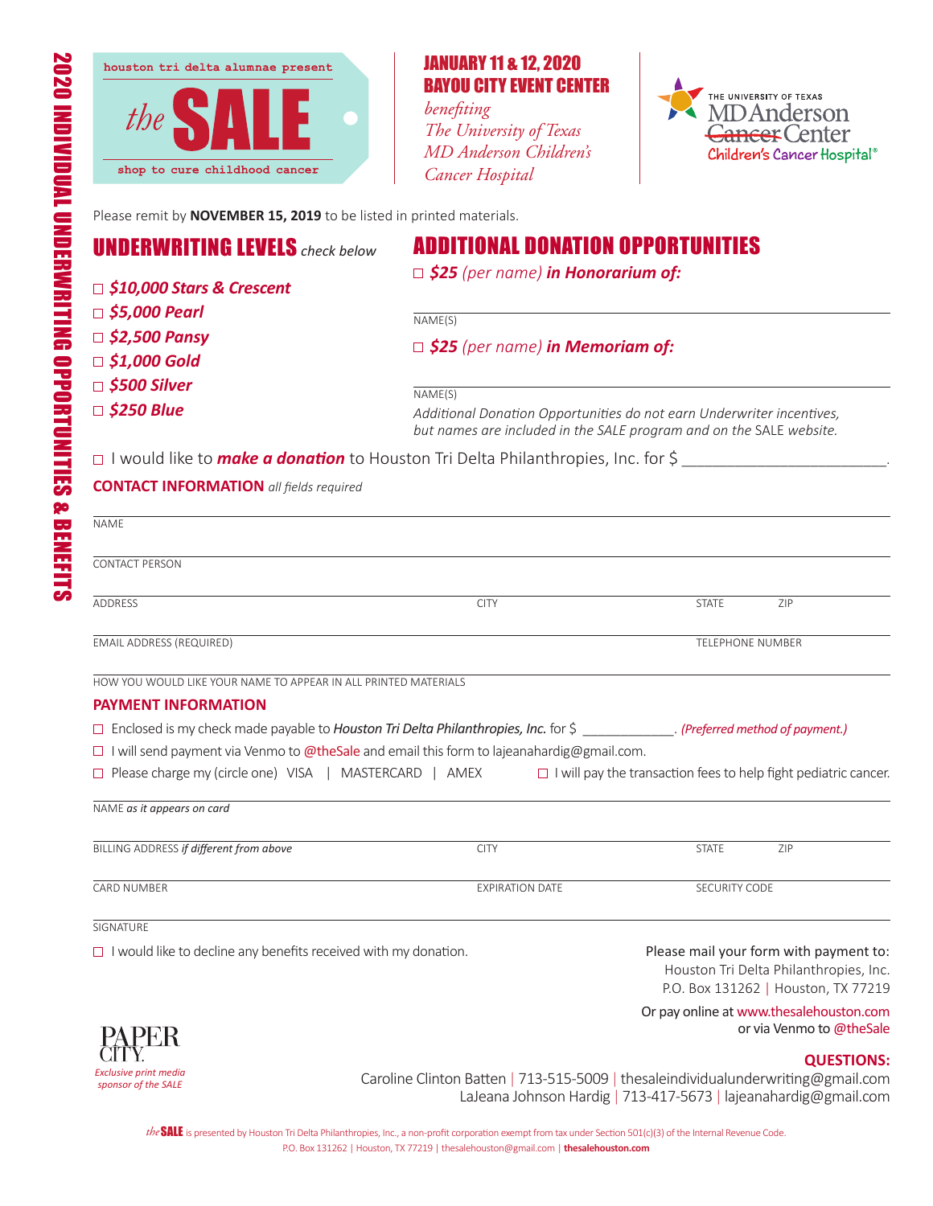2020 INDIVIDUAL UNDERWRITING OPPORTUNITIES & BENEFITS

houston tri delta alumnae present

# the SALE

shop to cure childhood cancer

**JANUARY 11 & 12, 2020**
**BAYOU CITY EVENT CENTER**

*benefiting*
*The University of Texas MD Anderson Children's Cancer Hospital*

THE UNIVERSITY OF TEXAS MD Anderson ~~Cancer~~ Center
Children's Cancer Hospital®

Please remit by **NOVEMBER 15, 2019** to be listed in printed materials.

## UNDERWRITING LEVELS *check below*

- ☐ ***$10,000 Stars & Crescent***
- ☐ ***$5,000 Pearl***
- ☐ ***$2,500 Pansy***
- ☐ ***$1,000 Gold***
- ☐ ***$500 Silver***
- ☐ ***$250 Blue***

## ADDITIONAL DONATION OPPORTUNITIES

☐ ***$25*** *(per name)* ***in Honorarium of:***

NAME(S)

☐ ***$25*** *(per name)* ***in Memoriam of:***

NAME(S)

*Additional Donation Opportunities do not earn Underwriter incentives, but names are included in the SALE program and on the SALE website.*

☐ I would like to ***make a donation*** to Houston Tri Delta Philanthropies, Inc. for $ \_\_\_\_\_\_\_\_\_\_\_\_\_\_\_\_\_\_\_\_\_\_\_\_.

**CONTACT INFORMATION** *all fields required*

NAME

CONTACT PERSON

ADDRESS | CITY | STATE | ZIP

EMAIL ADDRESS (REQUIRED) | TELEPHONE NUMBER

HOW YOU WOULD LIKE YOUR NAME TO APPEAR IN ALL PRINTED MATERIALS

**PAYMENT INFORMATION**

☐ Enclosed is my check made payable to *Houston Tri Delta Philanthropies, Inc.* for $ \_\_\_\_\_\_\_\_\_\_\_\_. *(Preferred method of payment.)*

☐ I will send payment via Venmo to @theSale and email this form to lajeanahardig@gmail.com.

☐ Please charge my (circle one) VISA | MASTERCARD | AMEX     ☐ I will pay the transaction fees to help fight pediatric cancer.

NAME *as it appears on card*

BILLING ADDRESS *if different from above* | CITY | STATE | ZIP

CARD NUMBER | EXPIRATION DATE | SECURITY CODE

SIGNATURE

☐ I would like to decline any benefits received with my donation.

Please mail your form with payment to:
Houston Tri Delta Philanthropies, Inc.
P.O. Box 131262 | Houston, TX 77219

Or pay online at www.thesalehouston.com
or via Venmo to @theSale

PAPER CITY
*Exclusive print media sponsor of the SALE*

**QUESTIONS:**
Caroline Clinton Batten | 713-515-5009 | thesaleindividualunderwriting@gmail.com
LaJeana Johnson Hardig | 713-417-5673 | lajeanahardig@gmail.com

*the* **SALE** is presented by Houston Tri Delta Philanthropies, Inc., a non-profit corporation exempt from tax under Section 501(c)(3) of the Internal Revenue Code.
P.O. Box 131262 | Houston, TX 77219 | thesalehouston@gmail.com | **thesalehouston.com**